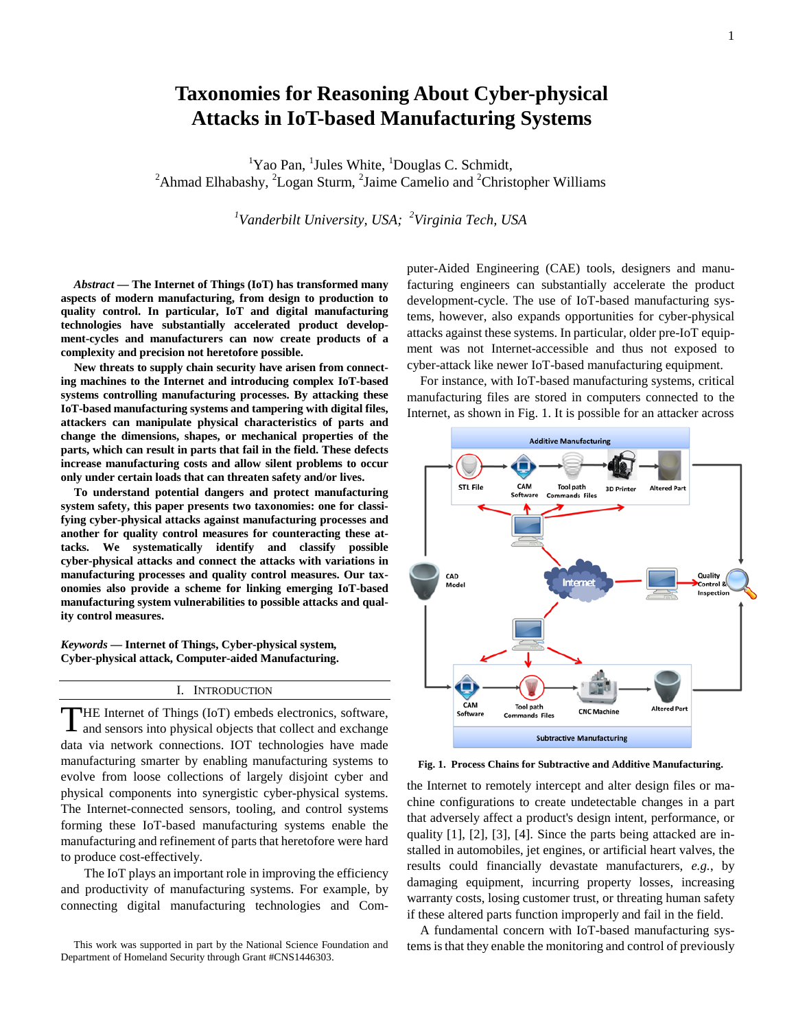# Taxonomies for Reasoning About Cyber-physical Attacks in IoT-based Manufacturing Systems

[1]Yao Pan, [1]Jules White, [1]Douglas C. Schmidt,
[2]Ahmad Elhabashy, [2]Logan Sturm, [2]Jaime Camelio and [2]Christopher Williams

[1]*Vanderbilt University, USA;* [2]*Virginia Tech, USA*

***Abstract* — The Internet of Things (IoT) has transformed many aspects of modern manufacturing, from design to production to quality control. In particular, IoT and digital manufacturing technologies have substantially accelerated product development-cycles and manufacturers can now create products of a complexity and precision not heretofore possible.**

**New threats to supply chain security have arisen from connecting machines to the Internet and introducing complex IoT-based systems controlling manufacturing processes. By attacking these IoT-based manufacturing systems and tampering with digital files, attackers can manipulate physical characteristics of parts and change the dimensions, shapes, or mechanical properties of the parts, which can result in parts that fail in the field. These defects increase manufacturing costs and allow silent problems to occur only under certain loads that can threaten safety and/or lives.**

**To understand potential dangers and protect manufacturing system safety, this paper presents two taxonomies: one for classifying cyber-physical attacks against manufacturing processes and another for quality control measures for counteracting these attacks. We systematically identify and classify possible cyber-physical attacks and connect the attacks with variations in manufacturing processes and quality control measures. Our taxonomies also provide a scheme for linking emerging IoT-based manufacturing system vulnerabilities to possible attacks and quality control measures.**

***Keywords* — Internet of Things, Cyber-physical system, Cyber-physical attack, Computer-aided Manufacturing.**

## I. Introduction

THE Internet of Things (IoT) embeds electronics, software, and sensors into physical objects that collect and exchange data via network connections. IOT technologies have made manufacturing smarter by enabling manufacturing systems to evolve from loose collections of largely disjoint cyber and physical components into synergistic cyber-physical systems. The Internet-connected sensors, tooling, and control systems forming these IoT-based manufacturing systems enable the manufacturing and refinement of parts that heretofore were hard to produce cost-effectively.

The IoT plays an important role in improving the efficiency and productivity of manufacturing systems. For example, by connecting digital manufacturing technologies and Computer-Aided Engineering (CAE) tools, designers and manufacturing engineers can substantially accelerate the product development-cycle. The use of IoT-based manufacturing systems, however, also expands opportunities for cyber-physical attacks against these systems. In particular, older pre-IoT equipment was not Internet-accessible and thus not exposed to cyber-attack like newer IoT-based manufacturing equipment.

For instance, with IoT-based manufacturing systems, critical manufacturing files are stored in computers connected to the Internet, as shown in Fig. 1. It is possible for an attacker across the Internet to remotely intercept and alter design files or machine configurations to create undetectable changes in a part that adversely affect a product's design intent, performance, or quality [1], [2], [3], [4]. Since the parts being attacked are installed in automobiles, jet engines, or artificial heart valves, the results could financially devastate manufacturers, *e.g.*, by damaging equipment, incurring property losses, increasing warranty costs, losing customer trust, or threating human safety if these altered parts function improperly and fail in the field.

**Fig. 1. Process Chains for Subtractive and Additive Manufacturing.**

A fundamental concern with IoT-based manufacturing systems is that they enable the monitoring and control of previously

This work was supported in part by the National Science Foundation and Department of Homeland Security through Grant #CNS1446303.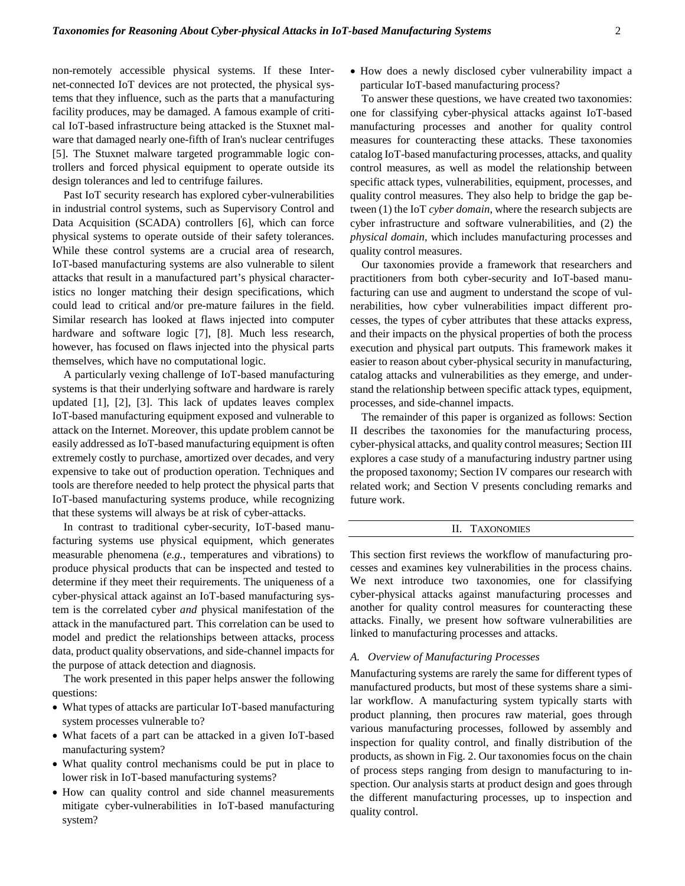non-remotely accessible physical systems. If these Internet-connected IoT devices are not protected, the physical systems that they influence, such as the parts that a manufacturing facility produces, may be damaged. A famous example of critical IoT-based infrastructure being attacked is the Stuxnet malware that damaged nearly one-fifth of Iran's nuclear centrifuges [5]. The Stuxnet malware targeted programmable logic controllers and forced physical equipment to operate outside its design tolerances and led to centrifuge failures.

Past IoT security research has explored cyber-vulnerabilities in industrial control systems, such as Supervisory Control and Data Acquisition (SCADA) controllers [6], which can force physical systems to operate outside of their safety tolerances. While these control systems are a crucial area of research, IoT-based manufacturing systems are also vulnerable to silent attacks that result in a manufactured part's physical characteristics no longer matching their design specifications, which could lead to critical and/or pre-mature failures in the field. Similar research has looked at flaws injected into computer hardware and software logic [7], [8]. Much less research, however, has focused on flaws injected into the physical parts themselves, which have no computational logic.

A particularly vexing challenge of IoT-based manufacturing systems is that their underlying software and hardware is rarely updated [1], [2], [3]. This lack of updates leaves complex IoT-based manufacturing equipment exposed and vulnerable to attack on the Internet. Moreover, this update problem cannot be easily addressed as IoT-based manufacturing equipment is often extremely costly to purchase, amortized over decades, and very expensive to take out of production operation. Techniques and tools are therefore needed to help protect the physical parts that IoT-based manufacturing systems produce, while recognizing that these systems will always be at risk of cyber-attacks.

In contrast to traditional cyber-security, IoT-based manufacturing systems use physical equipment, which generates measurable phenomena (*e.g.*, temperatures and vibrations) to produce physical products that can be inspected and tested to determine if they meet their requirements. The uniqueness of a cyber-physical attack against an IoT-based manufacturing system is the correlated cyber *and* physical manifestation of the attack in the manufactured part. This correlation can be used to model and predict the relationships between attacks, process data, product quality observations, and side-channel impacts for the purpose of attack detection and diagnosis.

The work presented in this paper helps answer the following questions:

- What types of attacks are particular IoT-based manufacturing system processes vulnerable to?
- What facets of a part can be attacked in a given IoT-based manufacturing system?
- What quality control mechanisms could be put in place to lower risk in IoT-based manufacturing systems?
- How can quality control and side channel measurements mitigate cyber-vulnerabilities in IoT-based manufacturing system?
- How does a newly disclosed cyber vulnerability impact a particular IoT-based manufacturing process?

To answer these questions, we have created two taxonomies: one for classifying cyber-physical attacks against IoT-based manufacturing processes and another for quality control measures for counteracting these attacks. These taxonomies catalog IoT-based manufacturing processes, attacks, and quality control measures, as well as model the relationship between specific attack types, vulnerabilities, equipment, processes, and quality control measures. They also help to bridge the gap between (1) the IoT *cyber domain*, where the research subjects are cyber infrastructure and software vulnerabilities, and (2) the *physical domain*, which includes manufacturing processes and quality control measures.

Our taxonomies provide a framework that researchers and practitioners from both cyber-security and IoT-based manufacturing can use and augment to understand the scope of vulnerabilities, how cyber vulnerabilities impact different processes, the types of cyber attributes that these attacks express, and their impacts on the physical properties of both the process execution and physical part outputs. This framework makes it easier to reason about cyber-physical security in manufacturing, catalog attacks and vulnerabilities as they emerge, and understand the relationship between specific attack types, equipment, processes, and side-channel impacts.

The remainder of this paper is organized as follows: Section II describes the taxonomies for the manufacturing process, cyber-physical attacks, and quality control measures; Section III explores a case study of a manufacturing industry partner using the proposed taxonomy; Section IV compares our research with related work; and Section V presents concluding remarks and future work.

## II. Taxonomies

This section first reviews the workflow of manufacturing processes and examines key vulnerabilities in the process chains. We next introduce two taxonomies, one for classifying cyber-physical attacks against manufacturing processes and another for quality control measures for counteracting these attacks. Finally, we present how software vulnerabilities are linked to manufacturing processes and attacks.

### A. Overview of Manufacturing Processes

Manufacturing systems are rarely the same for different types of manufactured products, but most of these systems share a similar workflow. A manufacturing system typically starts with product planning, then procures raw material, goes through various manufacturing processes, followed by assembly and inspection for quality control, and finally distribution of the products, as shown in Fig. 2. Our taxonomies focus on the chain of process steps ranging from design to manufacturing to inspection. Our analysis starts at product design and goes through the different manufacturing processes, up to inspection and quality control.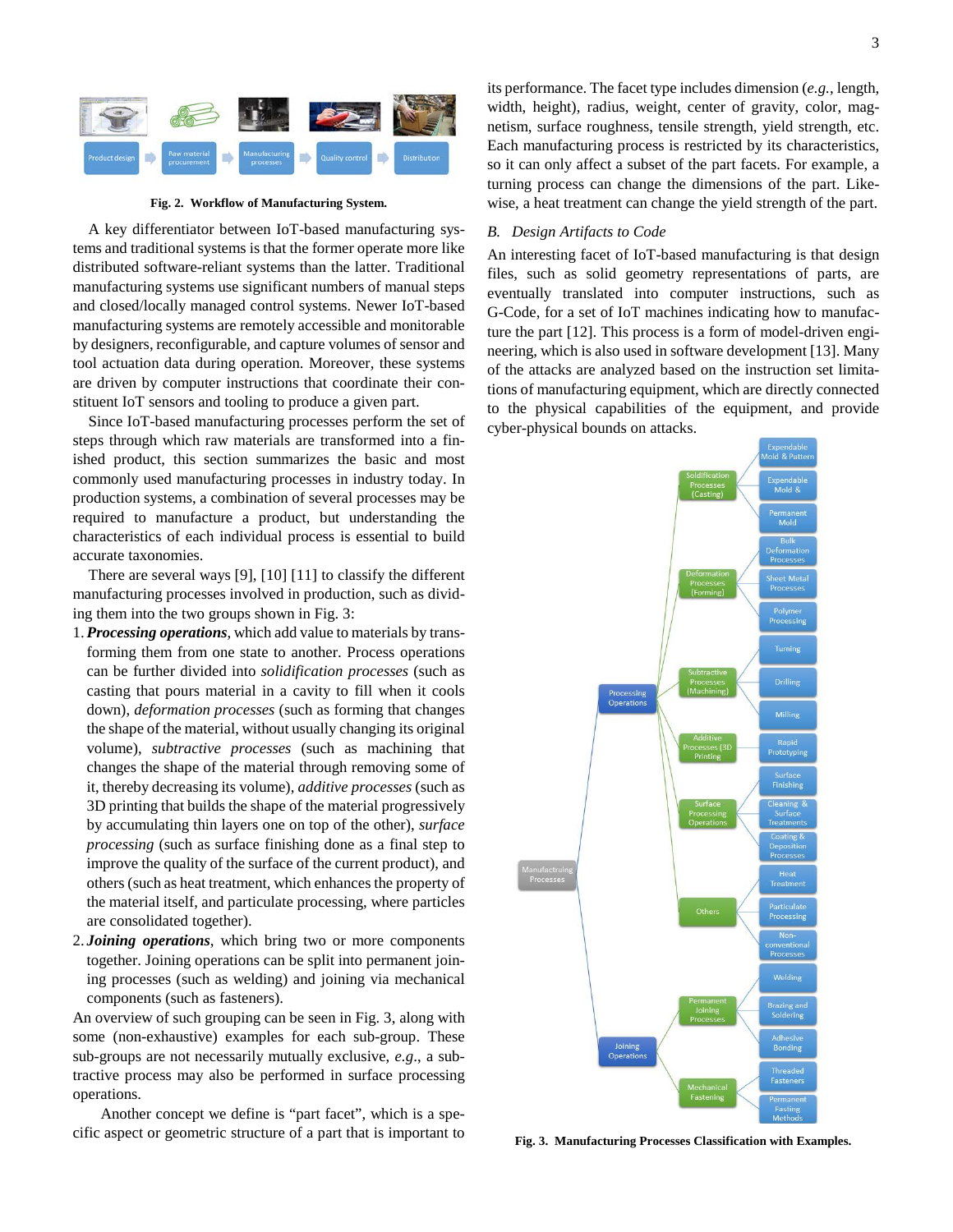Fig. 2. Workflow of Manufacturing System.

A key differentiator between IoT-based manufacturing systems and traditional systems is that the former operate more like distributed software-reliant systems than the latter. Traditional manufacturing systems use significant numbers of manual steps and closed/locally managed control systems. Newer IoT-based manufacturing systems are remotely accessible and monitorable by designers, reconfigurable, and capture volumes of sensor and tool actuation data during operation. Moreover, these systems are driven by computer instructions that coordinate their constituent IoT sensors and tooling to produce a given part.

Since IoT-based manufacturing processes perform the set of steps through which raw materials are transformed into a finished product, this section summarizes the basic and most commonly used manufacturing processes in industry today. In production systems, a combination of several processes may be required to manufacture a product, but understanding the characteristics of each individual process is essential to build accurate taxonomies.

There are several ways [9], [10] [11] to classify the different manufacturing processes involved in production, such as dividing them into the two groups shown in Fig. 3:

1. ***Processing operations***, which add value to materials by transforming them from one state to another. Process operations can be further divided into *solidification processes* (such as casting that pours material in a cavity to fill when it cools down), *deformation processes* (such as forming that changes the shape of the material, without usually changing its original volume), *subtractive processes* (such as machining that changes the shape of the material through removing some of it, thereby decreasing its volume), *additive processes* (such as 3D printing that builds the shape of the material progressively by accumulating thin layers one on top of the other), *surface processing* (such as surface finishing done as a final step to improve the quality of the surface of the current product), and others (such as heat treatment, which enhances the property of the material itself, and particulate processing, where particles are consolidated together).
2. ***Joining operations***, which bring two or more components together. Joining operations can be split into permanent joining processes (such as welding) and joining via mechanical components (such as fasteners).

An overview of such grouping can be seen in Fig. 3, along with some (non-exhaustive) examples for each sub-group. These sub-groups are not necessarily mutually exclusive, *e.g.*, a subtractive process may also be performed in surface processing operations.

Another concept we define is "part facet", which is a specific aspect or geometric structure of a part that is important to its performance. The facet type includes dimension (*e.g.*, length, width, height), radius, weight, center of gravity, color, magnetism, surface roughness, tensile strength, yield strength, etc. Each manufacturing process is restricted by its characteristics, so it can only affect a subset of the part facets. For example, a turning process can change the dimensions of the part. Likewise, a heat treatment can change the yield strength of the part.

### B. Design Artifacts to Code

An interesting facet of IoT-based manufacturing is that design files, such as solid geometry representations of parts, are eventually translated into computer instructions, such as G-Code, for a set of IoT machines indicating how to manufacture the part [12]. This process is a form of model-driven engineering, which is also used in software development [13]. Many of the attacks are analyzed based on the instruction set limitations of manufacturing equipment, which are directly connected to the physical capabilities of the equipment, and provide cyber-physical bounds on attacks.

Fig. 3. Manufacturing Processes Classification with Examples.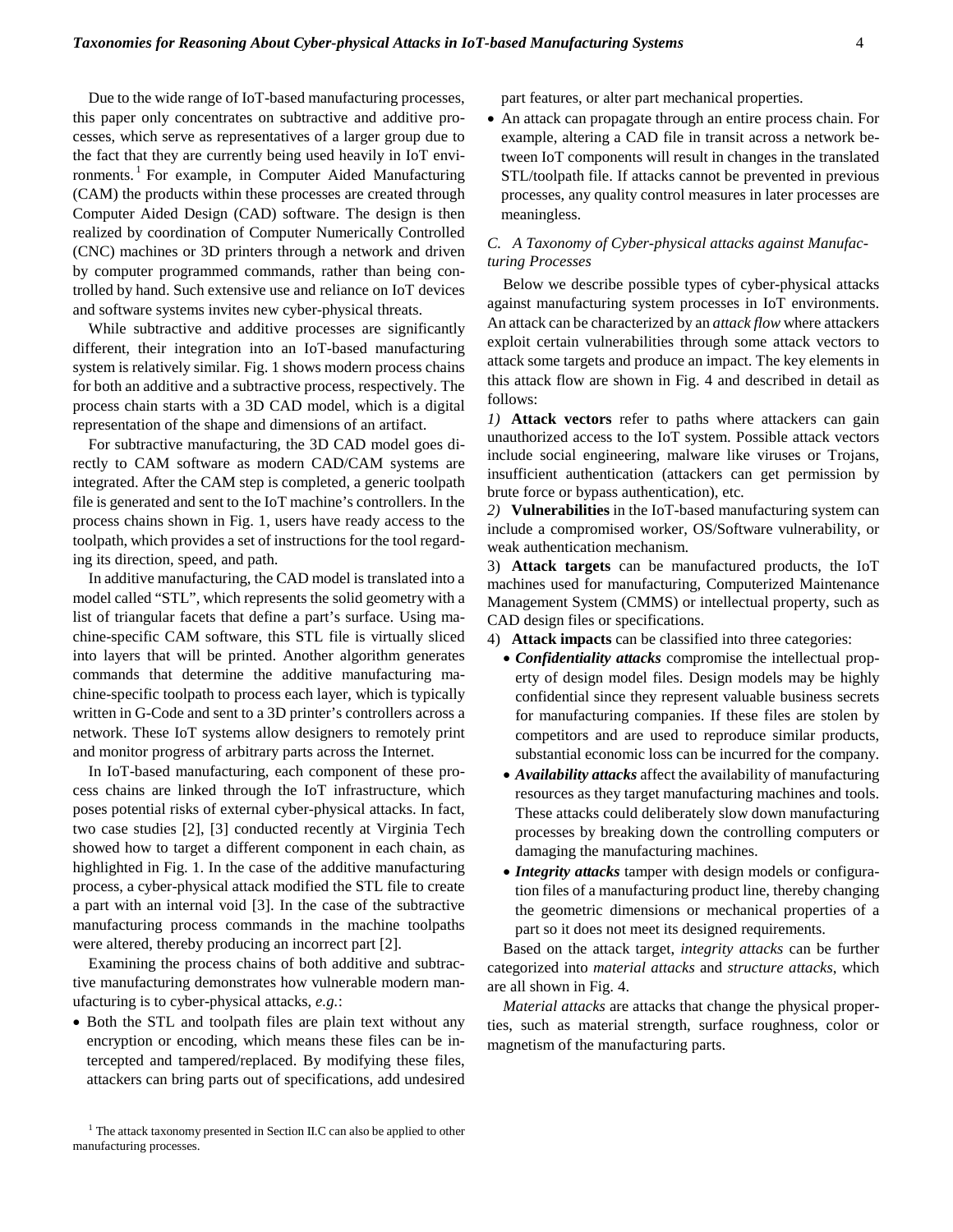Due to the wide range of IoT-based manufacturing processes, this paper only concentrates on subtractive and additive processes, which serve as representatives of a larger group due to the fact that they are currently being used heavily in IoT environments.[1] For example, in Computer Aided Manufacturing (CAM) the products within these processes are created through Computer Aided Design (CAD) software. The design is then realized by coordination of Computer Numerically Controlled (CNC) machines or 3D printers through a network and driven by computer programmed commands, rather than being controlled by hand. Such extensive use and reliance on IoT devices and software systems invites new cyber-physical threats.

While subtractive and additive processes are significantly different, their integration into an IoT-based manufacturing system is relatively similar. Fig. 1 shows modern process chains for both an additive and a subtractive process, respectively. The process chain starts with a 3D CAD model, which is a digital representation of the shape and dimensions of an artifact.

For subtractive manufacturing, the 3D CAD model goes directly to CAM software as modern CAD/CAM systems are integrated. After the CAM step is completed, a generic toolpath file is generated and sent to the IoT machine's controllers. In the process chains shown in Fig. 1, users have ready access to the toolpath, which provides a set of instructions for the tool regarding its direction, speed, and path.

In additive manufacturing, the CAD model is translated into a model called "STL", which represents the solid geometry with a list of triangular facets that define a part's surface. Using machine-specific CAM software, this STL file is virtually sliced into layers that will be printed. Another algorithm generates commands that determine the additive manufacturing machine-specific toolpath to process each layer, which is typically written in G-Code and sent to a 3D printer's controllers across a network. These IoT systems allow designers to remotely print and monitor progress of arbitrary parts across the Internet.

In IoT-based manufacturing, each component of these process chains are linked through the IoT infrastructure, which poses potential risks of external cyber-physical attacks. In fact, two case studies [2], [3] conducted recently at Virginia Tech showed how to target a different component in each chain, as highlighted in Fig. 1. In the case of the additive manufacturing process, a cyber-physical attack modified the STL file to create a part with an internal void [3]. In the case of the subtractive manufacturing process commands in the machine toolpaths were altered, thereby producing an incorrect part [2].

Examining the process chains of both additive and subtractive manufacturing demonstrates how vulnerable modern manufacturing is to cyber-physical attacks, *e.g.*:

- Both the STL and toolpath files are plain text without any encryption or encoding, which means these files can be intercepted and tampered/replaced. By modifying these files, attackers can bring parts out of specifications, add undesired part features, or alter part mechanical properties.
- An attack can propagate through an entire process chain. For example, altering a CAD file in transit across a network between IoT components will result in changes in the translated STL/toolpath file. If attacks cannot be prevented in previous processes, any quality control measures in later processes are meaningless.

### C. A Taxonomy of Cyber-physical attacks against Manufacturing Processes

Below we describe possible types of cyber-physical attacks against manufacturing system processes in IoT environments. An attack can be characterized by an *attack flow* where attackers exploit certain vulnerabilities through some attack vectors to attack some targets and produce an impact. The key elements in this attack flow are shown in Fig. 4 and described in detail as follows:

*1)* **Attack vectors** refer to paths where attackers can gain unauthorized access to the IoT system. Possible attack vectors include social engineering, malware like viruses or Trojans, insufficient authentication (attackers can get permission by brute force or bypass authentication), etc.

*2)* **Vulnerabilities** in the IoT-based manufacturing system can include a compromised worker, OS/Software vulnerability, or weak authentication mechanism.

3) **Attack targets** can be manufactured products, the IoT machines used for manufacturing, Computerized Maintenance Management System (CMMS) or intellectual property, such as CAD design files or specifications.

4) **Attack impacts** can be classified into three categories:

- ***Confidentiality attacks*** compromise the intellectual property of design model files. Design models may be highly confidential since they represent valuable business secrets for manufacturing companies. If these files are stolen by competitors and are used to reproduce similar products, substantial economic loss can be incurred for the company.
- ***Availability attacks*** affect the availability of manufacturing resources as they target manufacturing machines and tools. These attacks could deliberately slow down manufacturing processes by breaking down the controlling computers or damaging the manufacturing machines.
- ***Integrity attacks*** tamper with design models or configuration files of a manufacturing product line, thereby changing the geometric dimensions or mechanical properties of a part so it does not meet its designed requirements.

Based on the attack target, *integrity attacks* can be further categorized into *material attacks* and *structure attacks*, which are all shown in Fig. 4.

*Material attacks* are attacks that change the physical properties, such as material strength, surface roughness, color or magnetism of the manufacturing parts.

[1] The attack taxonomy presented in Section II.C can also be applied to other manufacturing processes.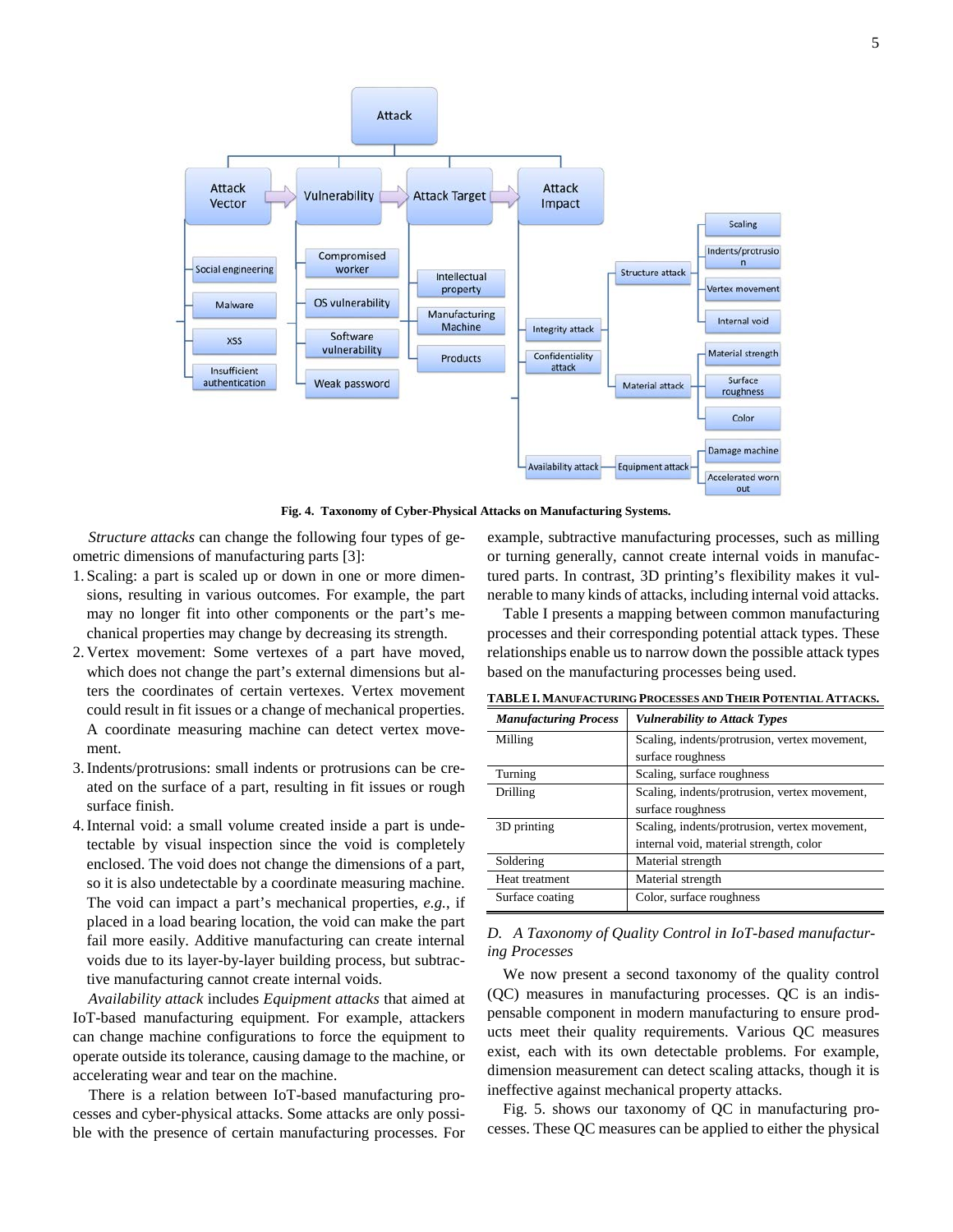Fig. 4. Taxonomy of Cyber-Physical Attacks on Manufacturing Systems.

*Structure attacks* can change the following four types of geometric dimensions of manufacturing parts [3]:

1. Scaling: a part is scaled up or down in one or more dimensions, resulting in various outcomes. For example, the part may no longer fit into other components or the part's mechanical properties may change by decreasing its strength.
2. Vertex movement: Some vertexes of a part have moved, which does not change the part's external dimensions but alters the coordinates of certain vertexes. Vertex movement could result in fit issues or a change of mechanical properties. A coordinate measuring machine can detect vertex movement.
3. Indents/protrusions: small indents or protrusions can be created on the surface of a part, resulting in fit issues or rough surface finish.
4. Internal void: a small volume created inside a part is undetectable by visual inspection since the void is completely enclosed. The void does not change the dimensions of a part, so it is also undetectable by a coordinate measuring machine. The void can impact a part's mechanical properties, *e.g.*, if placed in a load bearing location, the void can make the part fail more easily. Additive manufacturing can create internal voids due to its layer-by-layer building process, but subtractive manufacturing cannot create internal voids.

*Availability attack* includes *Equipment attacks* that aimed at IoT-based manufacturing equipment. For example, attackers can change machine configurations to force the equipment to operate outside its tolerance, causing damage to the machine, or accelerating wear and tear on the machine.

There is a relation between IoT-based manufacturing processes and cyber-physical attacks. Some attacks are only possible with the presence of certain manufacturing processes. For example, subtractive manufacturing processes, such as milling or turning generally, cannot create internal voids in manufactured parts. In contrast, 3D printing's flexibility makes it vulnerable to many kinds of attacks, including internal void attacks.

Table I presents a mapping between common manufacturing processes and their corresponding potential attack types. These relationships enable us to narrow down the possible attack types based on the manufacturing processes being used.

**TABLE I. MANUFACTURING PROCESSES AND THEIR POTENTIAL ATTACKS.**

| *Manufacturing Process* | *Vulnerability to Attack Types* |
|---|---|
| Milling | Scaling, indents/protrusion, vertex movement, surface roughness |
| Turning | Scaling, surface roughness |
| Drilling | Scaling, indents/protrusion, vertex movement, surface roughness |
| 3D printing | Scaling, indents/protrusion, vertex movement, internal void, material strength, color |
| Soldering | Material strength |
| Heat treatment | Material strength |
| Surface coating | Color, surface roughness |

### *D. A Taxonomy of Quality Control in IoT-based manufacturing Processes*

We now present a second taxonomy of the quality control (QC) measures in manufacturing processes. QC is an indispensable component in modern manufacturing to ensure products meet their quality requirements. Various QC measures exist, each with its own detectable problems. For example, dimension measurement can detect scaling attacks, though it is ineffective against mechanical property attacks.

Fig. 5. shows our taxonomy of QC in manufacturing processes. These QC measures can be applied to either the physical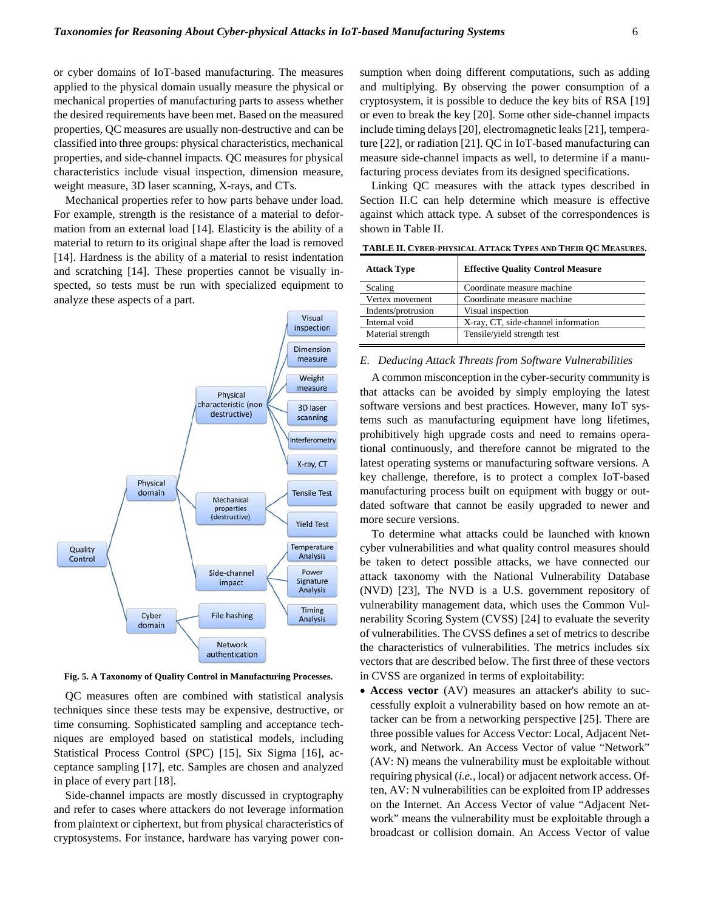or cyber domains of IoT-based manufacturing. The measures applied to the physical domain usually measure the physical or mechanical properties of manufacturing parts to assess whether the desired requirements have been met. Based on the measured properties, QC measures are usually non-destructive and can be classified into three groups: physical characteristics, mechanical properties, and side-channel impacts. QC measures for physical characteristics include visual inspection, dimension measure, weight measure, 3D laser scanning, X-rays, and CTs.

Mechanical properties refer to how parts behave under load. For example, strength is the resistance of a material to deformation from an external load [14]. Elasticity is the ability of a material to return to its original shape after the load is removed [14]. Hardness is the ability of a material to resist indentation and scratching [14]. These properties cannot be visually inspected, so tests must be run with specialized equipment to analyze these aspects of a part.

**Fig. 5. A Taxonomy of Quality Control in Manufacturing Processes.**

QC measures often are combined with statistical analysis techniques since these tests may be expensive, destructive, or time consuming. Sophisticated sampling and acceptance techniques are employed based on statistical models, including Statistical Process Control (SPC) [15], Six Sigma [16], acceptance sampling [17], etc. Samples are chosen and analyzed in place of every part [18].

Side-channel impacts are mostly discussed in cryptography and refer to cases where attackers do not leverage information from plaintext or ciphertext, but from physical characteristics of cryptosystems. For instance, hardware has varying power consumption when doing different computations, such as adding and multiplying. By observing the power consumption of a cryptosystem, it is possible to deduce the key bits of RSA [19] or even to break the key [20]. Some other side-channel impacts include timing delays [20], electromagnetic leaks [21], temperature [22], or radiation [21]. QC in IoT-based manufacturing can measure side-channel impacts as well, to determine if a manufacturing process deviates from its designed specifications.

Linking QC measures with the attack types described in Section II.C can help determine which measure is effective against which attack type. A subset of the correspondences is shown in Table II.

**TABLE II. CYBER-PHYSICAL ATTACK TYPES AND THEIR QC MEASURES.**

| Attack Type | Effective Quality Control Measure |
|---|---|
| Scaling | Coordinate measure machine |
| Vertex movement | Coordinate measure machine |
| Indents/protrusion | Visual inspection |
| Internal void | X-ray, CT, side-channel information |
| Material strength | Tensile/yield strength test |

### *E. Deducing Attack Threats from Software Vulnerabilities*

A common misconception in the cyber-security community is that attacks can be avoided by simply employing the latest software versions and best practices. However, many IoT systems such as manufacturing equipment have long lifetimes, prohibitively high upgrade costs and need to remains operational continuously, and therefore cannot be migrated to the latest operating systems or manufacturing software versions. A key challenge, therefore, is to protect a complex IoT-based manufacturing process built on equipment with buggy or outdated software that cannot be easily upgraded to newer and more secure versions.

To determine what attacks could be launched with known cyber vulnerabilities and what quality control measures should be taken to detect possible attacks, we have connected our attack taxonomy with the National Vulnerability Database (NVD) [23], The NVD is a U.S. government repository of vulnerability management data, which uses the Common Vulnerability Scoring System (CVSS) [24] to evaluate the severity of vulnerabilities. The CVSS defines a set of metrics to describe the characteristics of vulnerabilities. The metrics includes six vectors that are described below. The first three of these vectors in CVSS are organized in terms of exploitability:

- **Access vector** (AV) measures an attacker's ability to successfully exploit a vulnerability based on how remote an attacker can be from a networking perspective [25]. There are three possible values for Access Vector: Local, Adjacent Network, and Network. An Access Vector of value "Network" (AV: N) means the vulnerability must be exploitable without requiring physical (*i.e.*, local) or adjacent network access. Often, AV: N vulnerabilities can be exploited from IP addresses on the Internet. An Access Vector of value "Adjacent Network" means the vulnerability must be exploitable through a broadcast or collision domain. An Access Vector of value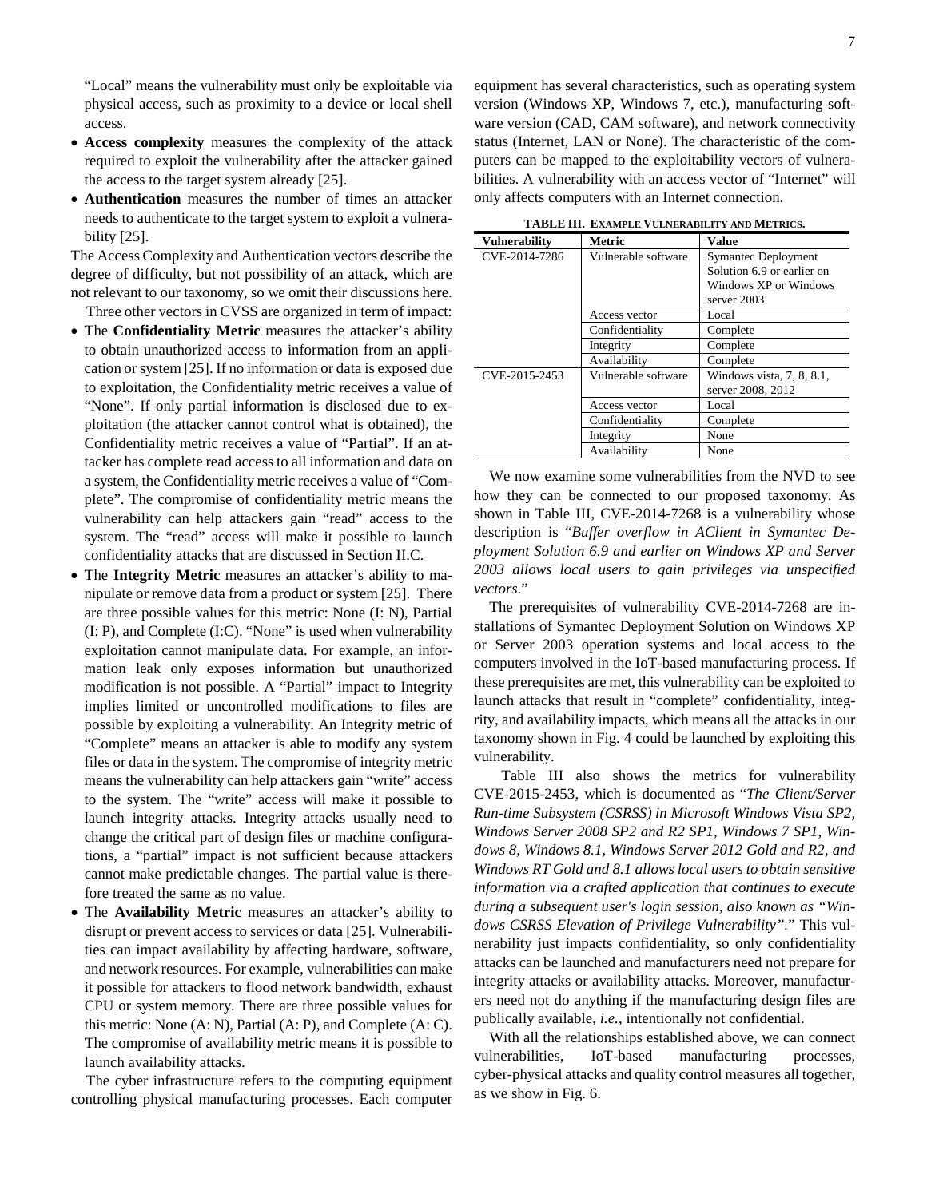"Local" means the vulnerability must only be exploitable via physical access, such as proximity to a device or local shell access.

- **Access complexity** measures the complexity of the attack required to exploit the vulnerability after the attacker gained the access to the target system already [25].
- **Authentication** measures the number of times an attacker needs to authenticate to the target system to exploit a vulnerability [25].

The Access Complexity and Authentication vectors describe the degree of difficulty, but not possibility of an attack, which are not relevant to our taxonomy, so we omit their discussions here.

Three other vectors in CVSS are organized in term of impact:

- The **Confidentiality Metric** measures the attacker's ability to obtain unauthorized access to information from an application or system [25]. If no information or data is exposed due to exploitation, the Confidentiality metric receives a value of "None". If only partial information is disclosed due to exploitation (the attacker cannot control what is obtained), the Confidentiality metric receives a value of "Partial". If an attacker has complete read access to all information and data on a system, the Confidentiality metric receives a value of "Complete". The compromise of confidentiality metric means the vulnerability can help attackers gain "read" access to the system. The "read" access will make it possible to launch confidentiality attacks that are discussed in Section II.C.
- The **Integrity Metric** measures an attacker's ability to manipulate or remove data from a product or system [25]. There are three possible values for this metric: None (I: N), Partial (I: P), and Complete (I:C). "None" is used when vulnerability exploitation cannot manipulate data. For example, an information leak only exposes information but unauthorized modification is not possible. A "Partial" impact to Integrity implies limited or uncontrolled modifications to files are possible by exploiting a vulnerability. An Integrity metric of "Complete" means an attacker is able to modify any system files or data in the system. The compromise of integrity metric means the vulnerability can help attackers gain "write" access to the system. The "write" access will make it possible to launch integrity attacks. Integrity attacks usually need to change the critical part of design files or machine configurations, a "partial" impact is not sufficient because attackers cannot make predictable changes. The partial value is therefore treated the same as no value.
- The **Availability Metric** measures an attacker's ability to disrupt or prevent access to services or data [25]. Vulnerabilities can impact availability by affecting hardware, software, and network resources. For example, vulnerabilities can make it possible for attackers to flood network bandwidth, exhaust CPU or system memory. There are three possible values for this metric: None (A: N), Partial (A: P), and Complete (A: C). The compromise of availability metric means it is possible to launch availability attacks.

The cyber infrastructure refers to the computing equipment controlling physical manufacturing processes. Each computer equipment has several characteristics, such as operating system version (Windows XP, Windows 7, etc.), manufacturing software version (CAD, CAM software), and network connectivity status (Internet, LAN or None). The characteristic of the computers can be mapped to the exploitability vectors of vulnerabilities. A vulnerability with an access vector of "Internet" will only affects computers with an Internet connection.

**TABLE III. Example Vulnerability and Metrics.**

| Vulnerability | Metric | Value |
|---|---|---|
| CVE-2014-7286 | Vulnerable software | Symantec Deployment Solution 6.9 or earlier on Windows XP or Windows server 2003 |
| | Access vector | Local |
| | Confidentiality | Complete |
| | Integrity | Complete |
| | Availability | Complete |
| CVE-2015-2453 | Vulnerable software | Windows vista, 7, 8, 8.1, server 2008, 2012 |
| | Access vector | Local |
| | Confidentiality | Complete |
| | Integrity | None |
| | Availability | None |

We now examine some vulnerabilities from the NVD to see how they can be connected to our proposed taxonomy. As shown in Table III, CVE-2014-7268 is a vulnerability whose description is "*Buffer overflow in AClient in Symantec Deployment Solution 6.9 and earlier on Windows XP and Server 2003 allows local users to gain privileges via unspecified vectors*."

The prerequisites of vulnerability CVE-2014-7268 are installations of Symantec Deployment Solution on Windows XP or Server 2003 operation systems and local access to the computers involved in the IoT-based manufacturing process. If these prerequisites are met, this vulnerability can be exploited to launch attacks that result in "complete" confidentiality, integrity, and availability impacts, which means all the attacks in our taxonomy shown in Fig. 4 could be launched by exploiting this vulnerability.

Table III also shows the metrics for vulnerability CVE-2015-2453, which is documented as "*The Client/Server Run-time Subsystem (CSRSS) in Microsoft Windows Vista SP2, Windows Server 2008 SP2 and R2 SP1, Windows 7 SP1, Windows 8, Windows 8.1, Windows Server 2012 Gold and R2, and Windows RT Gold and 8.1 allows local users to obtain sensitive information via a crafted application that continues to execute during a subsequent user's login session, also known as "Windows CSRSS Elevation of Privilege Vulnerability"*." This vulnerability just impacts confidentiality, so only confidentiality attacks can be launched and manufacturers need not prepare for integrity attacks or availability attacks. Moreover, manufacturers need not do anything if the manufacturing design files are publically available, *i.e.*, intentionally not confidential.

With all the relationships established above, we can connect vulnerabilities, IoT-based manufacturing processes, cyber-physical attacks and quality control measures all together, as we show in Fig. 6.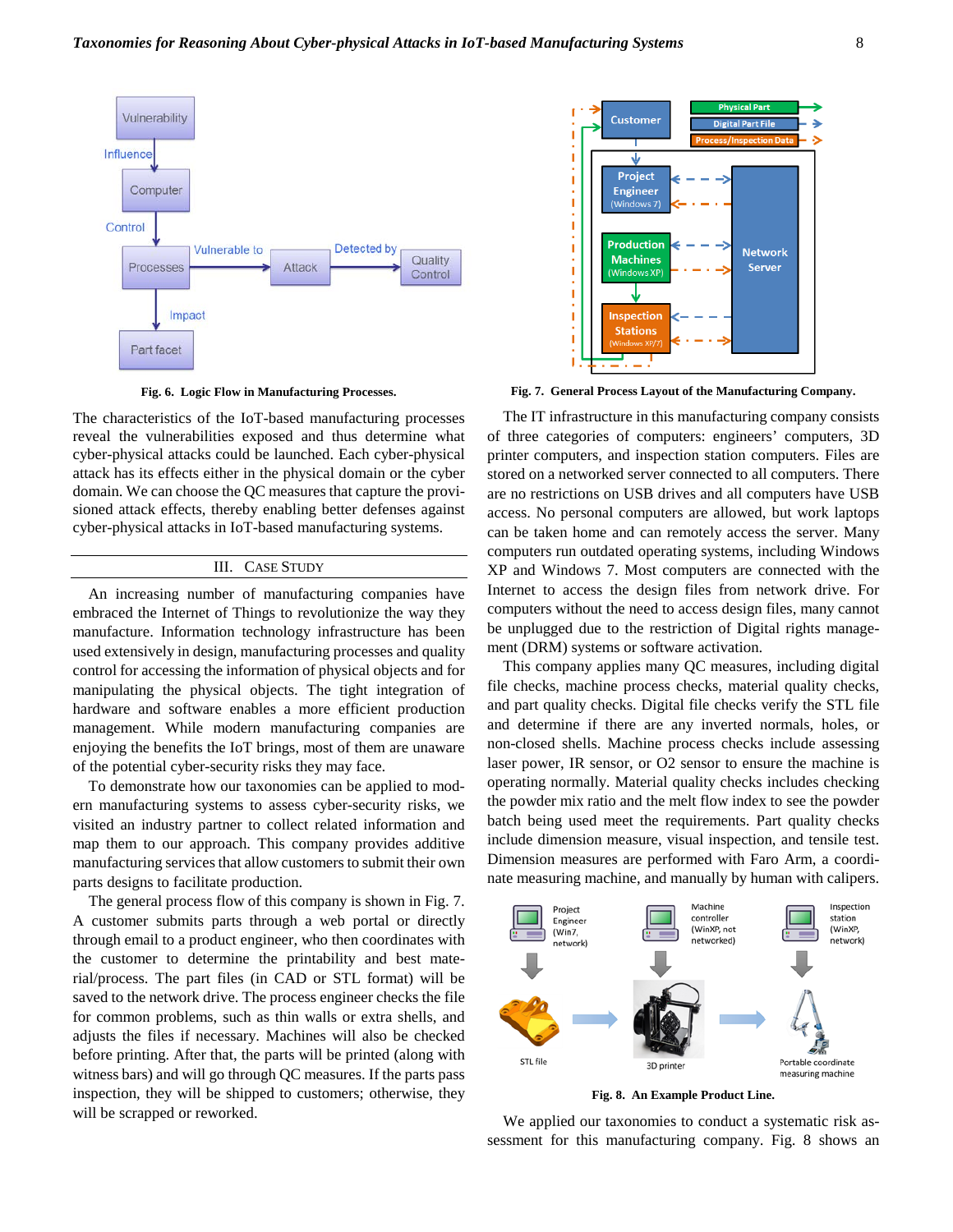**Fig. 6. Logic Flow in Manufacturing Processes.**

The characteristics of the IoT-based manufacturing processes reveal the vulnerabilities exposed and thus determine what cyber-physical attacks could be launched. Each cyber-physical attack has its effects either in the physical domain or the cyber domain. We can choose the QC measures that capture the provisioned attack effects, thereby enabling better defenses against cyber-physical attacks in IoT-based manufacturing systems.

## III. Case Study

An increasing number of manufacturing companies have embraced the Internet of Things to revolutionize the way they manufacture. Information technology infrastructure has been used extensively in design, manufacturing processes and quality control for accessing the information of physical objects and for manipulating the physical objects. The tight integration of hardware and software enables a more efficient production management. While modern manufacturing companies are enjoying the benefits the IoT brings, most of them are unaware of the potential cyber-security risks they may face.

To demonstrate how our taxonomies can be applied to modern manufacturing systems to assess cyber-security risks, we visited an industry partner to collect related information and map them to our approach. This company provides additive manufacturing services that allow customers to submit their own parts designs to facilitate production.

The general process flow of this company is shown in Fig. 7. A customer submits parts through a web portal or directly through email to a product engineer, who then coordinates with the customer to determine the printability and best material/process. The part files (in CAD or STL format) will be saved to the network drive. The process engineer checks the file for common problems, such as thin walls or extra shells, and adjusts the files if necessary. Machines will also be checked before printing. After that, the parts will be printed (along with witness bars) and will go through QC measures. If the parts pass inspection, they will be shipped to customers; otherwise, they will be scrapped or reworked.

**Fig. 7. General Process Layout of the Manufacturing Company.**

The IT infrastructure in this manufacturing company consists of three categories of computers: engineers' computers, 3D printer computers, and inspection station computers. Files are stored on a networked server connected to all computers. There are no restrictions on USB drives and all computers have USB access. No personal computers are allowed, but work laptops can be taken home and can remotely access the server. Many computers run outdated operating systems, including Windows XP and Windows 7. Most computers are connected with the Internet to access the design files from network drive. For computers without the need to access design files, many cannot be unplugged due to the restriction of Digital rights management (DRM) systems or software activation.

This company applies many QC measures, including digital file checks, machine process checks, material quality checks, and part quality checks. Digital file checks verify the STL file and determine if there are any inverted normals, holes, or non-closed shells. Machine process checks include assessing laser power, IR sensor, or O2 sensor to ensure the machine is operating normally. Material quality checks includes checking the powder mix ratio and the melt flow index to see the powder batch being used meet the requirements. Part quality checks include dimension measure, visual inspection, and tensile test. Dimension measures are performed with Faro Arm, a coordinate measuring machine, and manually by human with calipers.

**Fig. 8. An Example Product Line.**

We applied our taxonomies to conduct a systematic risk assessment for this manufacturing company. Fig. 8 shows an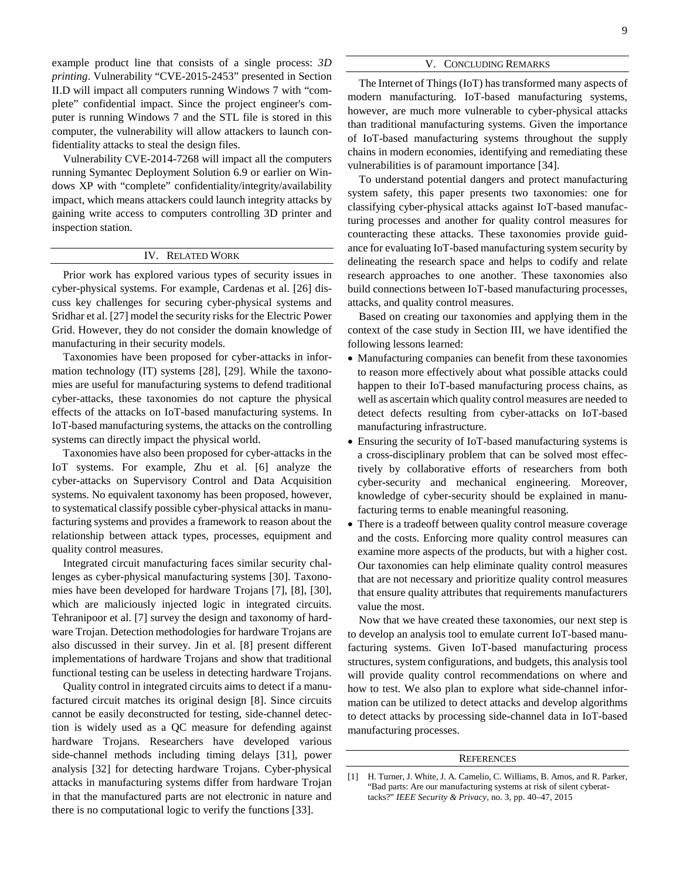example product line that consists of a single process: *3D printing*. Vulnerability "CVE-2015-2453" presented in Section II.D will impact all computers running Windows 7 with "complete" confidential impact. Since the project engineer's computer is running Windows 7 and the STL file is stored in this computer, the vulnerability will allow attackers to launch confidentiality attacks to steal the design files.

Vulnerability CVE-2014-7268 will impact all the computers running Symantec Deployment Solution 6.9 or earlier on Windows XP with "complete" confidentiality/integrity/availability impact, which means attackers could launch integrity attacks by gaining write access to computers controlling 3D printer and inspection station.

## IV. Related Work

Prior work has explored various types of security issues in cyber-physical systems. For example, Cardenas et al. [26] discuss key challenges for securing cyber-physical systems and Sridhar et al. [27] model the security risks for the Electric Power Grid. However, they do not consider the domain knowledge of manufacturing in their security models.

Taxonomies have been proposed for cyber-attacks in information technology (IT) systems [28], [29]. While the taxonomies are useful for manufacturing systems to defend traditional cyber-attacks, these taxonomies do not capture the physical effects of the attacks on IoT-based manufacturing systems. In IoT-based manufacturing systems, the attacks on the controlling systems can directly impact the physical world.

Taxonomies have also been proposed for cyber-attacks in the IoT systems. For example, Zhu et al. [6] analyze the cyber-attacks on Supervisory Control and Data Acquisition systems. No equivalent taxonomy has been proposed, however, to systematical classify possible cyber-physical attacks in manufacturing systems and provides a framework to reason about the relationship between attack types, processes, equipment and quality control measures.

Integrated circuit manufacturing faces similar security challenges as cyber-physical manufacturing systems [30]. Taxonomies have been developed for hardware Trojans [7], [8], [30], which are maliciously injected logic in integrated circuits. Tehranipoor et al. [7] survey the design and taxonomy of hardware Trojan. Detection methodologies for hardware Trojans are also discussed in their survey. Jin et al. [8] present different implementations of hardware Trojans and show that traditional functional testing can be useless in detecting hardware Trojans.

Quality control in integrated circuits aims to detect if a manufactured circuit matches its original design [8]. Since circuits cannot be easily deconstructed for testing, side-channel detection is widely used as a QC measure for defending against hardware Trojans. Researchers have developed various side-channel methods including timing delays [31], power analysis [32] for detecting hardware Trojans. Cyber-physical attacks in manufacturing systems differ from hardware Trojan in that the manufactured parts are not electronic in nature and there is no computational logic to verify the functions [33].

## V. Concluding Remarks

The Internet of Things (IoT) has transformed many aspects of modern manufacturing. IoT-based manufacturing systems, however, are much more vulnerable to cyber-physical attacks than traditional manufacturing systems. Given the importance of IoT-based manufacturing systems throughout the supply chains in modern economies, identifying and remediating these vulnerabilities is of paramount importance [34].

To understand potential dangers and protect manufacturing system safety, this paper presents two taxonomies: one for classifying cyber-physical attacks against IoT-based manufacturing processes and another for quality control measures for counteracting these attacks. These taxonomies provide guidance for evaluating IoT-based manufacturing system security by delineating the research space and helps to codify and relate research approaches to one another. These taxonomies also build connections between IoT-based manufacturing processes, attacks, and quality control measures.

Based on creating our taxonomies and applying them in the context of the case study in Section III, we have identified the following lessons learned:

- Manufacturing companies can benefit from these taxonomies to reason more effectively about what possible attacks could happen to their IoT-based manufacturing process chains, as well as ascertain which quality control measures are needed to detect defects resulting from cyber-attacks on IoT-based manufacturing infrastructure.
- Ensuring the security of IoT-based manufacturing systems is a cross-disciplinary problem that can be solved most effectively by collaborative efforts of researchers from both cyber-security and mechanical engineering. Moreover, knowledge of cyber-security should be explained in manufacturing terms to enable meaningful reasoning.
- There is a tradeoff between quality control measure coverage and the costs. Enforcing more quality control measures can examine more aspects of the products, but with a higher cost. Our taxonomies can help eliminate quality control measures that are not necessary and prioritize quality control measures that ensure quality attributes that requirements manufacturers value the most.

Now that we have created these taxonomies, our next step is to develop an analysis tool to emulate current IoT-based manufacturing systems. Given IoT-based manufacturing process structures, system configurations, and budgets, this analysis tool will provide quality control recommendations on where and how to test. We also plan to explore what side-channel information can be utilized to detect attacks and develop algorithms to detect attacks by processing side-channel data in IoT-based manufacturing processes.

## References

[1] H. Turner, J. White, J. A. Camelio, C. Williams, B. Amos, and R. Parker, "Bad parts: Are our manufacturing systems at risk of silent cyberattacks?" *IEEE Security & Privacy*, no. 3, pp. 40–47, 2015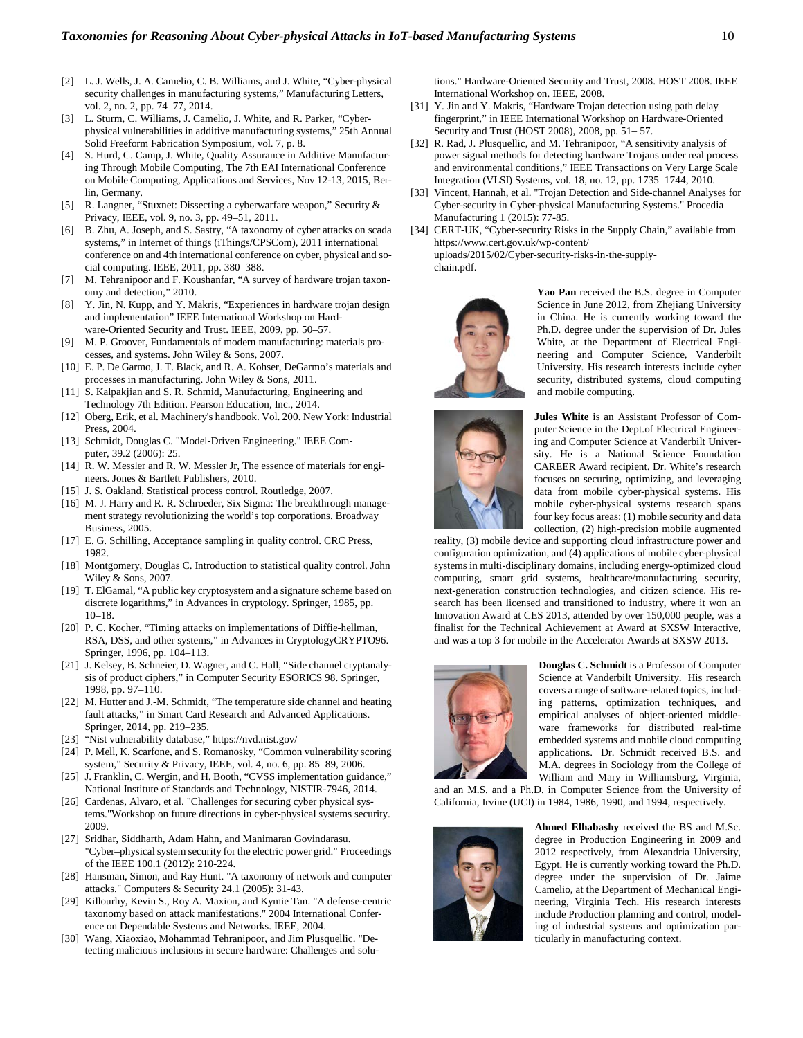[2] L. J. Wells, J. A. Camelio, C. B. Williams, and J. White, "Cyber-physical security challenges in manufacturing systems," Manufacturing Letters, vol. 2, no. 2, pp. 74–77, 2014.

[3] L. Sturm, C. Williams, J. Camelio, J. White, and R. Parker, "Cyber-physical vulnerabilities in additive manufacturing systems," 25th Annual Solid Freeform Fabrication Symposium, vol. 7, p. 8.

[4] S. Hurd, C. Camp, J. White, Quality Assurance in Additive Manufacturing Through Mobile Computing, The 7th EAI International Conference on Mobile Computing, Applications and Services, Nov 12-13, 2015, Berlin, Germany.

[5] R. Langner, "Stuxnet: Dissecting a cyberwarfare weapon," Security & Privacy, IEEE, vol. 9, no. 3, pp. 49–51, 2011.

[6] B. Zhu, A. Joseph, and S. Sastry, "A taxonomy of cyber attacks on scada systems," in Internet of things (iThings/CPSCom), 2011 international conference on and 4th international conference on cyber, physical and social computing. IEEE, 2011, pp. 380–388.

[7] M. Tehranipoor and F. Koushanfar, "A survey of hardware trojan taxonomy and detection," 2010.

[8] Y. Jin, N. Kupp, and Y. Makris, "Experiences in hardware trojan design and implementation" IEEE International Workshop on Hardware-Oriented Security and Trust. IEEE, 2009, pp. 50–57.

[9] M. P. Groover, Fundamentals of modern manufacturing: materials processes, and systems. John Wiley & Sons, 2007.

[10] E. P. De Garmo, J. T. Black, and R. A. Kohser, DeGarmo's materials and processes in manufacturing. John Wiley & Sons, 2011.

[11] S. Kalpakjian and S. R. Schmid, Manufacturing, Engineering and Technology 7th Edition. Pearson Education, Inc., 2014.

[12] Oberg, Erik, et al. Machinery's handbook. Vol. 200. New York: Industrial Press, 2004.

[13] Schmidt, Douglas C. "Model-Driven Engineering." IEEE Computer, 39.2 (2006): 25.

[14] R. W. Messler and R. W. Messler Jr, The essence of materials for engineers. Jones & Bartlett Publishers, 2010.

[15] J. S. Oakland, Statistical process control. Routledge, 2007.

[16] M. J. Harry and R. R. Schroeder, Six Sigma: The breakthrough management strategy revolutionizing the world's top corporations. Broadway Business, 2005.

[17] E. G. Schilling, Acceptance sampling in quality control. CRC Press, 1982.

[18] Montgomery, Douglas C. Introduction to statistical quality control. John Wiley & Sons, 2007.

[19] T. ElGamal, "A public key cryptosystem and a signature scheme based on discrete logarithms," in Advances in cryptology. Springer, 1985, pp. 10–18.

[20] P. C. Kocher, "Timing attacks on implementations of Diffie-hellman, RSA, DSS, and other systems," in Advances in CryptologyCRYPTO96. Springer, 1996, pp. 104–113.

[21] J. Kelsey, B. Schneier, D. Wagner, and C. Hall, "Side channel cryptanalysis of product ciphers," in Computer Security ESORICS 98. Springer, 1998, pp. 97–110.

[22] M. Hutter and J.-M. Schmidt, "The temperature side channel and heating fault attacks," in Smart Card Research and Advanced Applications. Springer, 2014, pp. 219–235.

[23] "Nist vulnerability database," https://nvd.nist.gov/

[24] P. Mell, K. Scarfone, and S. Romanosky, "Common vulnerability scoring system," Security & Privacy, IEEE, vol. 4, no. 6, pp. 85–89, 2006.

[25] J. Franklin, C. Wergin, and H. Booth, "CVSS implementation guidance," National Institute of Standards and Technology, NISTIR-7946, 2014.

[26] Cardenas, Alvaro, et al. "Challenges for securing cyber physical systems."Workshop on future directions in cyber-physical systems security. 2009.

[27] Sridhar, Siddharth, Adam Hahn, and Manimaran Govindarasu. "Cyber–physical system security for the electric power grid." Proceedings of the IEEE 100.1 (2012): 210-224.

[28] Hansman, Simon, and Ray Hunt. "A taxonomy of network and computer attacks." Computers & Security 24.1 (2005): 31-43.

[29] Killourhy, Kevin S., Roy A. Maxion, and Kymie Tan. "A defense-centric taxonomy based on attack manifestations." 2004 International Conference on Dependable Systems and Networks. IEEE, 2004.

[30] Wang, Xiaoxiao, Mohammad Tehranipoor, and Jim Plusquellic. "Detecting malicious inclusions in secure hardware: Challenges and solutions." Hardware-Oriented Security and Trust, 2008. HOST 2008. IEEE International Workshop on. IEEE, 2008.

[31] Y. Jin and Y. Makris, "Hardware Trojan detection using path delay fingerprint," in IEEE International Workshop on Hardware-Oriented Security and Trust (HOST 2008), 2008, pp. 51– 57.

[32] R. Rad, J. Plusquellic, and M. Tehranipoor, "A sensitivity analysis of power signal methods for detecting hardware Trojans under real process and environmental conditions," IEEE Transactions on Very Large Scale Integration (VLSI) Systems, vol. 18, no. 12, pp. 1735–1744, 2010.

[33] Vincent, Hannah, et al. "Trojan Detection and Side-channel Analyses for Cyber-security in Cyber-physical Manufacturing Systems." Procedia Manufacturing 1 (2015): 77-85.

[34] CERT-UK, "Cyber-security Risks in the Supply Chain," available from https://www.cert.gov.uk/wp-content/uploads/2015/02/Cyber-security-risks-in-the-supply-chain.pdf.

**Yao Pan** received the B.S. degree in Computer Science in June 2012, from Zhejiang University in China. He is currently working toward the Ph.D. degree under the supervision of Dr. Jules White, at the Department of Electrical Engineering and Computer Science, Vanderbilt University. His research interests include cyber security, distributed systems, cloud computing and mobile computing.

**Jules White** is an Assistant Professor of Computer Science in the Dept.of Electrical Engineering and Computer Science at Vanderbilt University. He is a National Science Foundation CAREER Award recipient. Dr. White's research focuses on securing, optimizing, and leveraging data from mobile cyber-physical systems. His mobile cyber-physical systems research spans four key focus areas: (1) mobile security and data collection, (2) high-precision mobile augmented reality, (3) mobile device and supporting cloud infrastructure power and configuration optimization, and (4) applications of mobile cyber-physical systems in multi-disciplinary domains, including energy-optimized cloud computing, smart grid systems, healthcare/manufacturing security, next-generation construction technologies, and citizen science. His research has been licensed and transitioned to industry, where it won an Innovation Award at CES 2013, attended by over 150,000 people, was a finalist for the Technical Achievement at Award at SXSW Interactive, and was a top 3 for mobile in the Accelerator Awards at SXSW 2013.

**Douglas C. Schmidt** is a Professor of Computer Science at Vanderbilt University. His research covers a range of software-related topics, including patterns, optimization techniques, and empirical analyses of object-oriented middleware frameworks for distributed real-time embedded systems and mobile cloud computing applications. Dr. Schmidt received B.S. and M.A. degrees in Sociology from the College of William and Mary in Williamsburg, Virginia, and an M.S. and a Ph.D. in Computer Science from the University of California, Irvine (UCI) in 1984, 1986, 1990, and 1994, respectively.

**Ahmed Elhabashy** received the BS and M.Sc. degree in Production Engineering in 2009 and 2012 respectively, from Alexandria University, Egypt. He is currently working toward the Ph.D. degree under the supervision of Dr. Jaime Camelio, at the Department of Mechanical Engineering, Virginia Tech. His research interests include Production planning and control, modeling of industrial systems and optimization particularly in manufacturing context.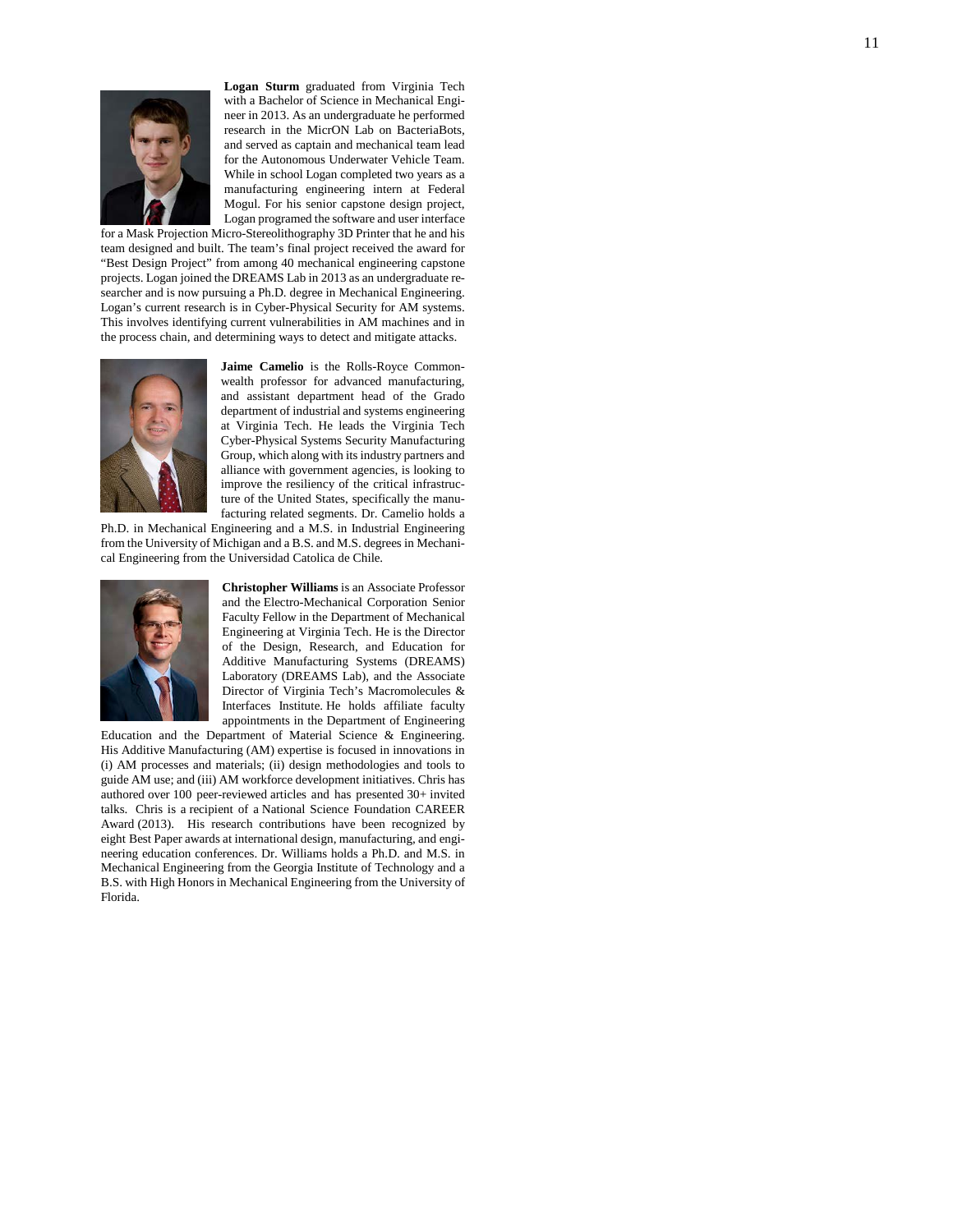**Logan Sturm** graduated from Virginia Tech with a Bachelor of Science in Mechanical Engineer in 2013. As an undergraduate he performed research in the MicrON Lab on BacteriaBots, and served as captain and mechanical team lead for the Autonomous Underwater Vehicle Team. While in school Logan completed two years as a manufacturing engineering intern at Federal Mogul. For his senior capstone design project, Logan programed the software and user interface for a Mask Projection Micro-Stereolithography 3D Printer that he and his team designed and built. The team's final project received the award for "Best Design Project" from among 40 mechanical engineering capstone projects. Logan joined the DREAMS Lab in 2013 as an undergraduate researcher and is now pursuing a Ph.D. degree in Mechanical Engineering. Logan's current research is in Cyber-Physical Security for AM systems. This involves identifying current vulnerabilities in AM machines and in the process chain, and determining ways to detect and mitigate attacks.

**Jaime Camelio** is the Rolls-Royce Commonwealth professor for advanced manufacturing, and assistant department head of the Grado department of industrial and systems engineering at Virginia Tech. He leads the Virginia Tech Cyber-Physical Systems Security Manufacturing Group, which along with its industry partners and alliance with government agencies, is looking to improve the resiliency of the critical infrastructure of the United States, specifically the manufacturing related segments. Dr. Camelio holds a Ph.D. in Mechanical Engineering and a M.S. in Industrial Engineering from the University of Michigan and a B.S. and M.S. degrees in Mechanical Engineering from the Universidad Catolica de Chile.

**Christopher Williams** is an Associate Professor and the Electro-Mechanical Corporation Senior Faculty Fellow in the Department of Mechanical Engineering at Virginia Tech. He is the Director of the Design, Research, and Education for Additive Manufacturing Systems (DREAMS) Laboratory (DREAMS Lab), and the Associate Director of Virginia Tech's Macromolecules & Interfaces Institute. He holds affiliate faculty appointments in the Department of Engineering Education and the Department of Material Science & Engineering. His Additive Manufacturing (AM) expertise is focused in innovations in (i) AM processes and materials; (ii) design methodologies and tools to guide AM use; and (iii) AM workforce development initiatives. Chris has authored over 100 peer-reviewed articles and has presented 30+ invited talks. Chris is a recipient of a National Science Foundation CAREER Award (2013). His research contributions have been recognized by eight Best Paper awards at international design, manufacturing, and engineering education conferences. Dr. Williams holds a Ph.D. and M.S. in Mechanical Engineering from the Georgia Institute of Technology and a B.S. with High Honors in Mechanical Engineering from the University of Florida.